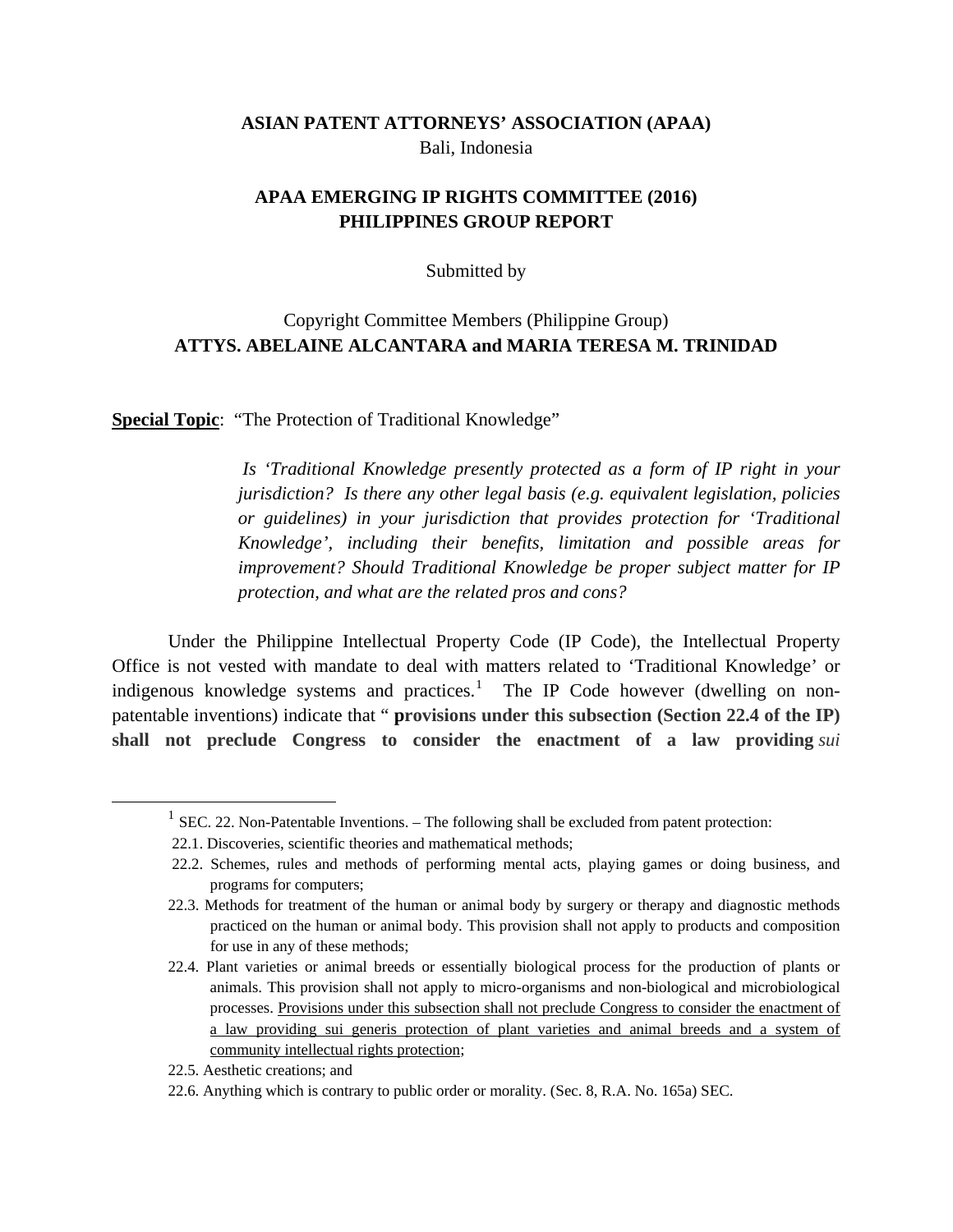**ASIAN PATENT ATTORNEYS' ASSOCIATION (APAA)**
Bali, Indonesia

**APAA EMERGING IP RIGHTS COMMITTEE (2016)**
**PHILIPPINES GROUP REPORT**

Submitted by

Copyright Committee Members (Philippine Group)
**ATTYS. ABELAINE ALCANTARA and MARIA TERESA M. TRINIDAD**

**Special Topic**: "The Protection of Traditional Knowledge"

> *Is 'Traditional Knowledge presently protected as a form of IP right in your jurisdiction? Is there any other legal basis (e.g. equivalent legislation, policies or guidelines) in your jurisdiction that provides protection for 'Traditional Knowledge', including their benefits, limitation and possible areas for improvement? Should Traditional Knowledge be proper subject matter for IP protection, and what are the related pros and cons?*

Under the Philippine Intellectual Property Code (IP Code), the Intellectual Property Office is not vested with mandate to deal with matters related to 'Traditional Knowledge' or indigenous knowledge systems and practices.[1] The IP Code however (dwelling on non-patentable inventions) indicate that " **provisions under this subsection (Section 22.4 of the IP) shall not preclude Congress to consider the enactment of a law providing** *sui*

---

[1] SEC. 22. Non-Patentable Inventions. – The following shall be excluded from patent protection:

22.1. Discoveries, scientific theories and mathematical methods;

22.2. Schemes, rules and methods of performing mental acts, playing games or doing business, and programs for computers;

22.3. Methods for treatment of the human or animal body by surgery or therapy and diagnostic methods practiced on the human or animal body. This provision shall not apply to products and composition for use in any of these methods;

22.4. Plant varieties or animal breeds or essentially biological process for the production of plants or animals. This provision shall not apply to micro-organisms and non-biological and microbiological processes. Provisions under this subsection shall not preclude Congress to consider the enactment of a law providing sui generis protection of plant varieties and animal breeds and a system of community intellectual rights protection;

22.5. Aesthetic creations; and

22.6. Anything which is contrary to public order or morality. (Sec. 8, R.A. No. 165a) SEC.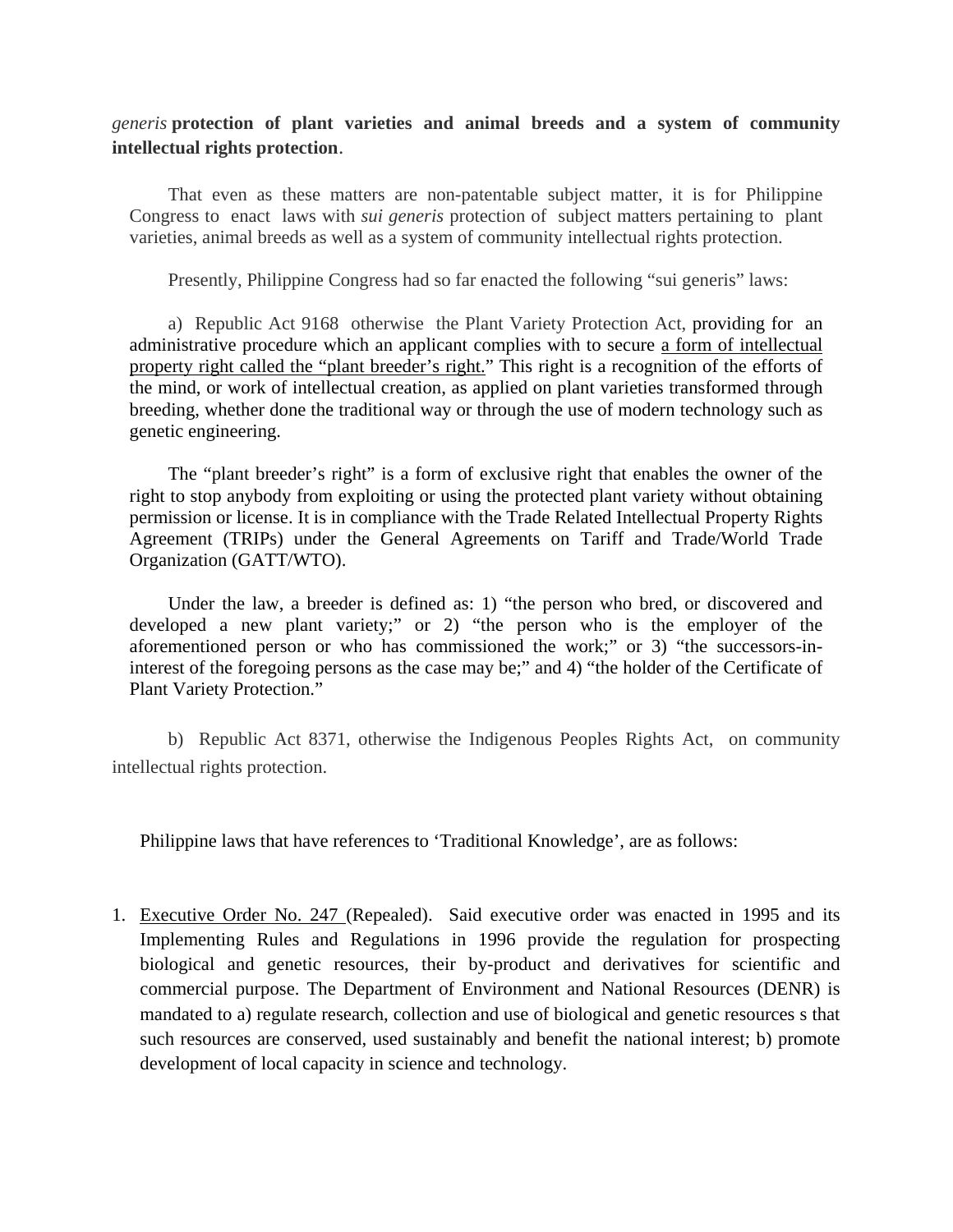*generis* **protection of plant varieties and animal breeds and a system of community intellectual rights protection**.

That even as these matters are non-patentable subject matter, it is for Philippine Congress to enact laws with *sui generis* protection of subject matters pertaining to plant varieties, animal breeds as well as a system of community intellectual rights protection.

Presently, Philippine Congress had so far enacted the following "sui generis" laws:

a) Republic Act 9168 otherwise the Plant Variety Protection Act, providing for an administrative procedure which an applicant complies with to secure <u>a form of intellectual property right called the "plant breeder's right."</u> This right is a recognition of the efforts of the mind, or work of intellectual creation, as applied on plant varieties transformed through breeding, whether done the traditional way or through the use of modern technology such as genetic engineering.

The "plant breeder's right" is a form of exclusive right that enables the owner of the right to stop anybody from exploiting or using the protected plant variety without obtaining permission or license. It is in compliance with the Trade Related Intellectual Property Rights Agreement (TRIPs) under the General Agreements on Tariff and Trade/World Trade Organization (GATT/WTO).

Under the law, a breeder is defined as: 1) "the person who bred, or discovered and developed a new plant variety;" or 2) "the person who is the employer of the aforementioned person or who has commissioned the work;" or 3) "the successors-in-interest of the foregoing persons as the case may be;" and 4) "the holder of the Certificate of Plant Variety Protection."

b) Republic Act 8371, otherwise the Indigenous Peoples Rights Act, on community intellectual rights protection.

Philippine laws that have references to 'Traditional Knowledge', are as follows:

1. <u>Executive Order No. 247</u> (Repealed). Said executive order was enacted in 1995 and its Implementing Rules and Regulations in 1996 provide the regulation for prospecting biological and genetic resources, their by-product and derivatives for scientific and commercial purpose. The Department of Environment and National Resources (DENR) is mandated to a) regulate research, collection and use of biological and genetic resources s that such resources are conserved, used sustainably and benefit the national interest; b) promote development of local capacity in science and technology.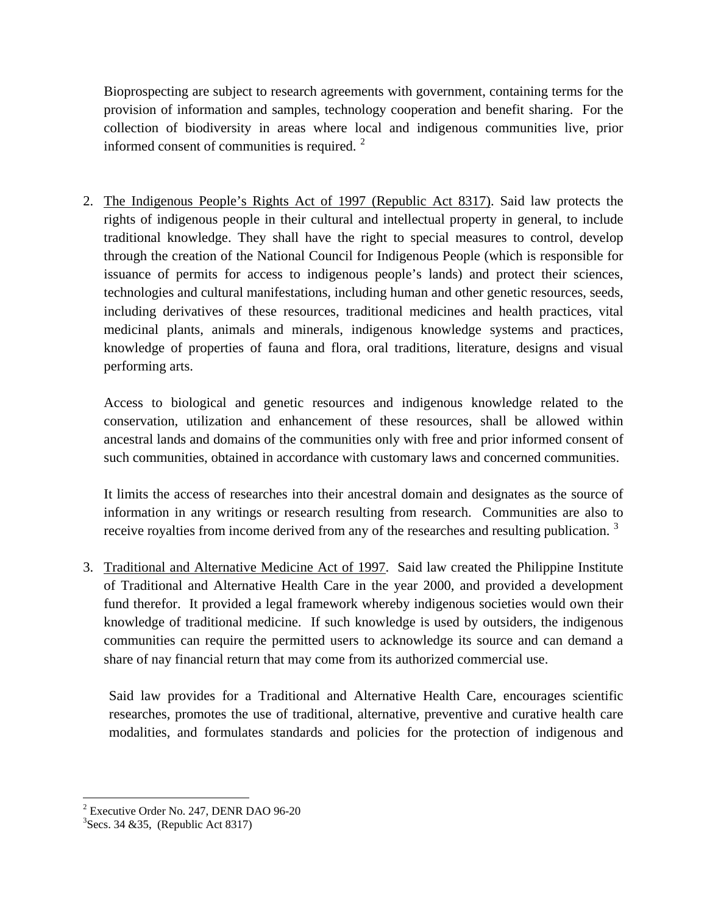Bioprospecting are subject to research agreements with government, containing terms for the provision of information and samples, technology cooperation and benefit sharing. For the collection of biodiversity in areas where local and indigenous communities live, prior informed consent of communities is required. [2]

2. The Indigenous People's Rights Act of 1997 (Republic Act 8317). Said law protects the rights of indigenous people in their cultural and intellectual property in general, to include traditional knowledge. They shall have the right to special measures to control, develop through the creation of the National Council for Indigenous People (which is responsible for issuance of permits for access to indigenous people's lands) and protect their sciences, technologies and cultural manifestations, including human and other genetic resources, seeds, including derivatives of these resources, traditional medicines and health practices, vital medicinal plants, animals and minerals, indigenous knowledge systems and practices, knowledge of properties of fauna and flora, oral traditions, literature, designs and visual performing arts.

   Access to biological and genetic resources and indigenous knowledge related to the conservation, utilization and enhancement of these resources, shall be allowed within ancestral lands and domains of the communities only with free and prior informed consent of such communities, obtained in accordance with customary laws and concerned communities.

   It limits the access of researches into their ancestral domain and designates as the source of information in any writings or research resulting from research. Communities are also to receive royalties from income derived from any of the researches and resulting publication. [3]

3. Traditional and Alternative Medicine Act of 1997. Said law created the Philippine Institute of Traditional and Alternative Health Care in the year 2000, and provided a development fund therefor. It provided a legal framework whereby indigenous societies would own their knowledge of traditional medicine. If such knowledge is used by outsiders, the indigenous communities can require the permitted users to acknowledge its source and can demand a share of nay financial return that may come from its authorized commercial use.

   Said law provides for a Traditional and Alternative Health Care, encourages scientific researches, promotes the use of traditional, alternative, preventive and curative health care modalities, and formulates standards and policies for the protection of indigenous and

---

[2] Executive Order No. 247, DENR DAO 96-20

[3] Secs. 34 &35, (Republic Act 8317)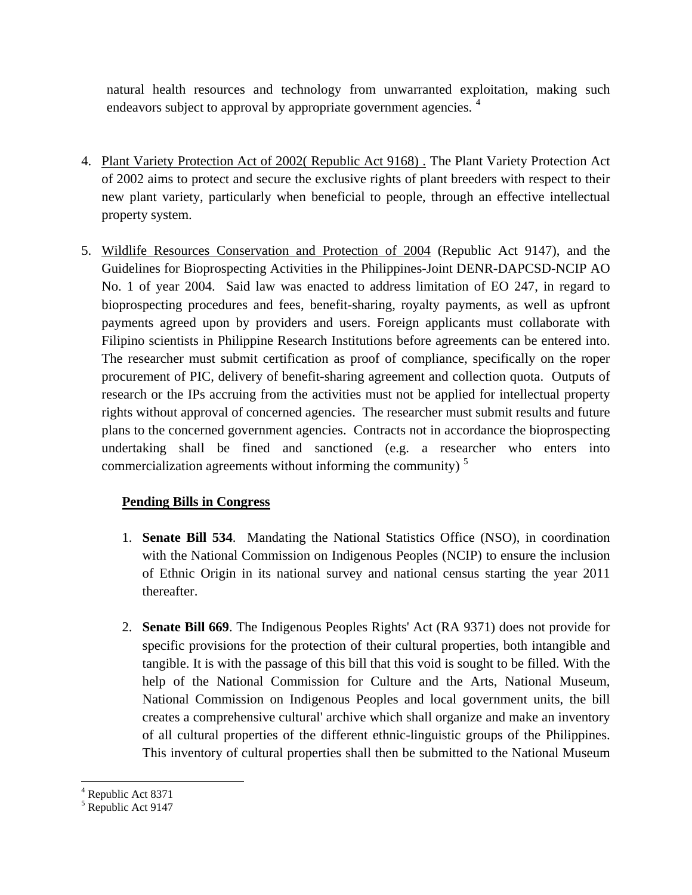natural health resources and technology from unwarranted exploitation, making such endeavors subject to approval by appropriate government agencies. [4]

4. Plant Variety Protection Act of 2002( Republic Act 9168) . The Plant Variety Protection Act of 2002 aims to protect and secure the exclusive rights of plant breeders with respect to their new plant variety, particularly when beneficial to people, through an effective intellectual property system.

5. Wildlife Resources Conservation and Protection of 2004 (Republic Act 9147), and the Guidelines for Bioprospecting Activities in the Philippines-Joint DENR-DAPCSD-NCIP AO No. 1 of year 2004. Said law was enacted to address limitation of EO 247, in regard to bioprospecting procedures and fees, benefit-sharing, royalty payments, as well as upfront payments agreed upon by providers and users. Foreign applicants must collaborate with Filipino scientists in Philippine Research Institutions before agreements can be entered into. The researcher must submit certification as proof of compliance, specifically on the roper procurement of PIC, delivery of benefit-sharing agreement and collection quota. Outputs of research or the IPs accruing from the activities must not be applied for intellectual property rights without approval of concerned agencies. The researcher must submit results and future plans to the concerned government agencies. Contracts not in accordance the bioprospecting undertaking shall be fined and sanctioned (e.g. a researcher who enters into commercialization agreements without informing the community) [5]

**Pending Bills in Congress**

1. **Senate Bill 534**. Mandating the National Statistics Office (NSO), in coordination with the National Commission on Indigenous Peoples (NCIP) to ensure the inclusion of Ethnic Origin in its national survey and national census starting the year 2011 thereafter.

2. **Senate Bill 669**. The Indigenous Peoples Rights' Act (RA 9371) does not provide for specific provisions for the protection of their cultural properties, both intangible and tangible. It is with the passage of this bill that this void is sought to be filled. With the help of the National Commission for Culture and the Arts, National Museum, National Commission on Indigenous Peoples and local government units, the bill creates a comprehensive cultural' archive which shall organize and make an inventory of all cultural properties of the different ethnic-linguistic groups of the Philippines. This inventory of cultural properties shall then be submitted to the National Museum

---

[4] Republic Act 8371

[5] Republic Act 9147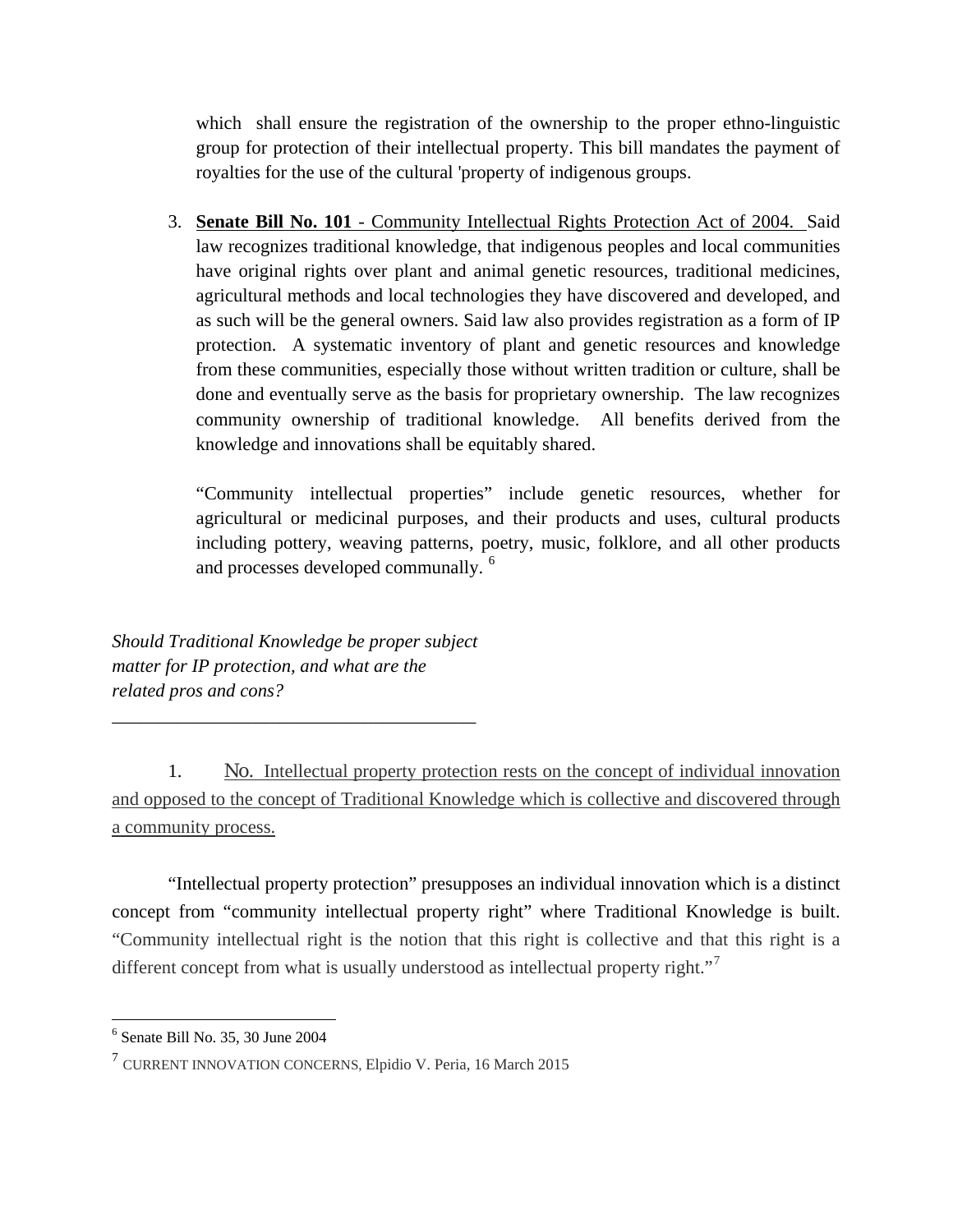which shall ensure the registration of the ownership to the proper ethno-linguistic group for protection of their intellectual property. This bill mandates the payment of royalties for the use of the cultural 'property of indigenous groups.

3. **Senate Bill No. 101** - Community Intellectual Rights Protection Act of 2004. Said law recognizes traditional knowledge, that indigenous peoples and local communities have original rights over plant and animal genetic resources, traditional medicines, agricultural methods and local technologies they have discovered and developed, and as such will be the general owners. Said law also provides registration as a form of IP protection. A systematic inventory of plant and genetic resources and knowledge from these communities, especially those without written tradition or culture, shall be done and eventually serve as the basis for proprietary ownership. The law recognizes community ownership of traditional knowledge. All benefits derived from the knowledge and innovations shall be equitably shared.

   "Community intellectual properties" include genetic resources, whether for agricultural or medicinal purposes, and their products and uses, cultural products including pottery, weaving patterns, poetry, music, folklore, and all other products and processes developed communally. [6]

*Should Traditional Knowledge be proper subject matter for IP protection, and what are the related pros and cons?*

---

1. No. Intellectual property protection rests on the concept of individual innovation and opposed to the concept of Traditional Knowledge which is collective and discovered through a community process.

"Intellectual property protection" presupposes an individual innovation which is a distinct concept from "community intellectual property right" where Traditional Knowledge is built. "Community intellectual right is the notion that this right is collective and that this right is a different concept from what is usually understood as intellectual property right."[7]

---

[6] Senate Bill No. 35, 30 June 2004

[7] CURRENT INNOVATION CONCERNS, Elpidio V. Peria, 16 March 2015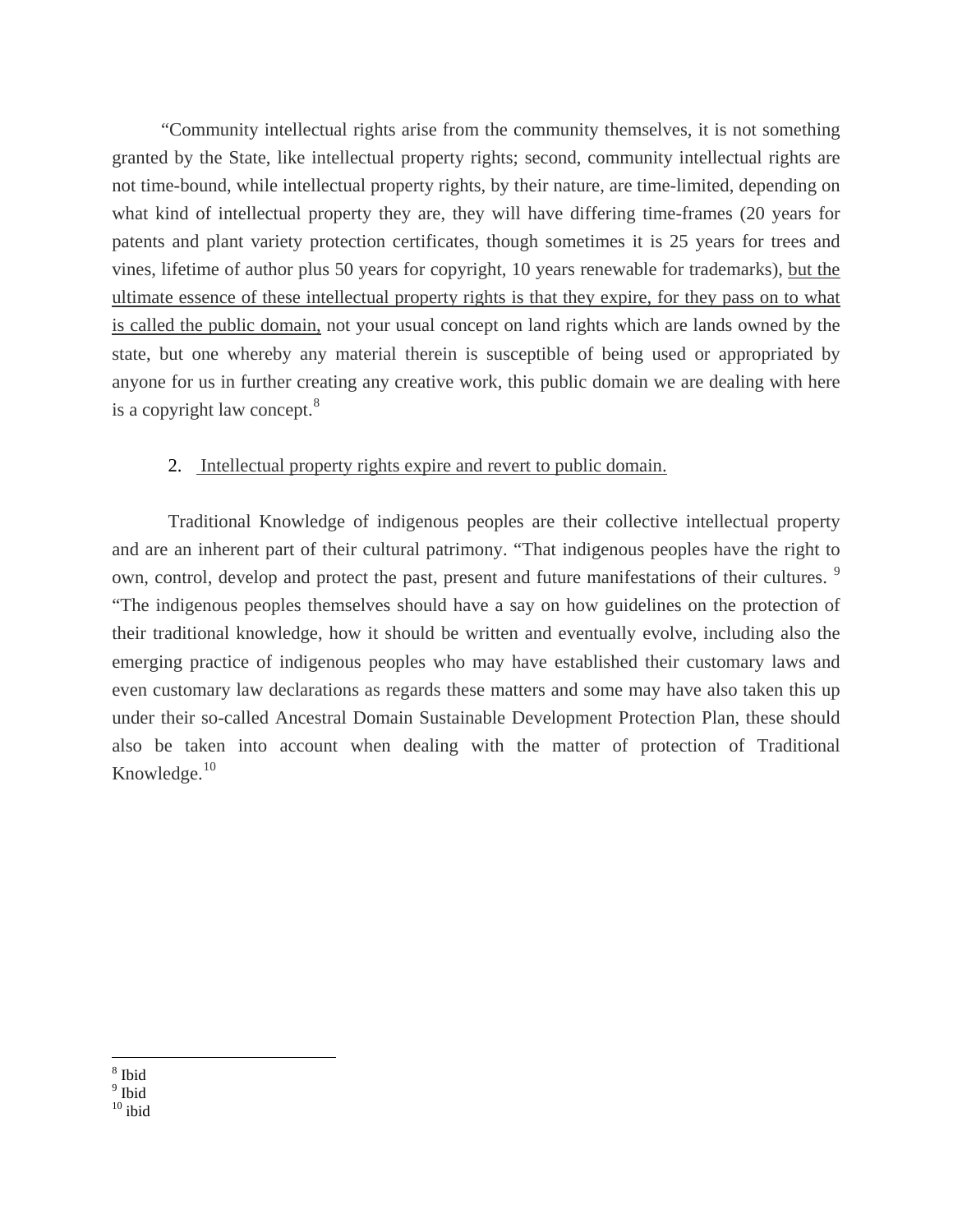"Community intellectual rights arise from the community themselves, it is not something granted by the State, like intellectual property rights; second, community intellectual rights are not time-bound, while intellectual property rights, by their nature, are time-limited, depending on what kind of intellectual property they are, they will have differing time-frames (20 years for patents and plant variety protection certificates, though sometimes it is 25 years for trees and vines, lifetime of author plus 50 years for copyright, 10 years renewable for trademarks), <u>but the ultimate essence of these intellectual property rights is that they expire, for they pass on to what is called the public domain,</u> not your usual concept on land rights which are lands owned by the state, but one whereby any material therein is susceptible of being used or appropriated by anyone for us in further creating any creative work, this public domain we are dealing with here is a copyright law concept.[8]

2. <u>Intellectual property rights expire and revert to public domain.</u>

Traditional Knowledge of indigenous peoples are their collective intellectual property and are an inherent part of their cultural patrimony. "That indigenous peoples have the right to own, control, develop and protect the past, present and future manifestations of their cultures. [9] "The indigenous peoples themselves should have a say on how guidelines on the protection of their traditional knowledge, how it should be written and eventually evolve, including also the emerging practice of indigenous peoples who may have established their customary laws and even customary law declarations as regards these matters and some may have also taken this up under their so-called Ancestral Domain Sustainable Development Protection Plan, these should also be taken into account when dealing with the matter of protection of Traditional Knowledge.[10]

---

[8] Ibid
[9] Ibid
[10] ibid